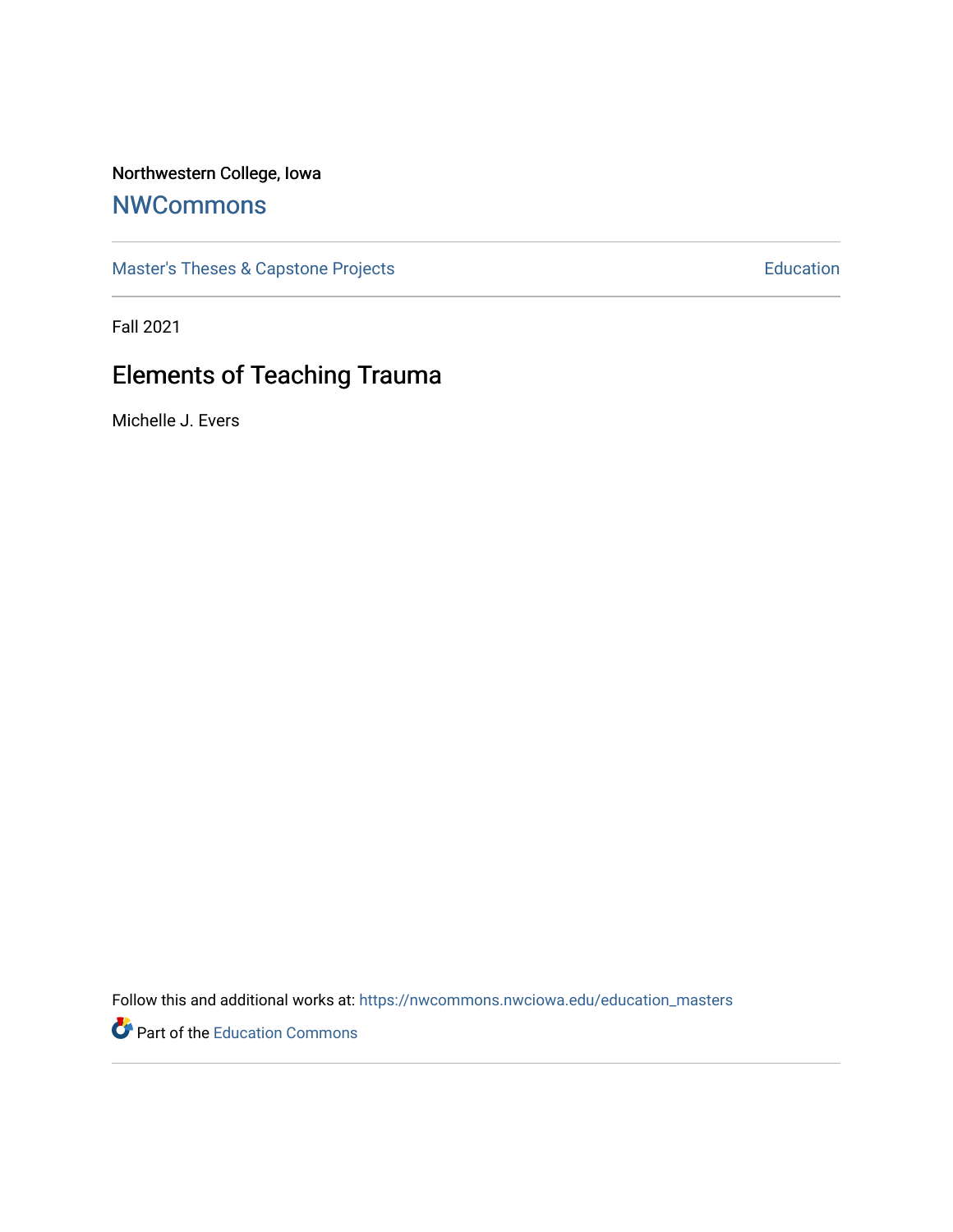Northwestern College, Iowa

## NWCommons

Master's Theses & Capstone Projects | Education

Fall 2021

# Elements of Teaching Trauma

Michelle J. Evers

Follow this and additional works at: https://nwcommons.nwciowa.edu/education_masters

Part of the Education Commons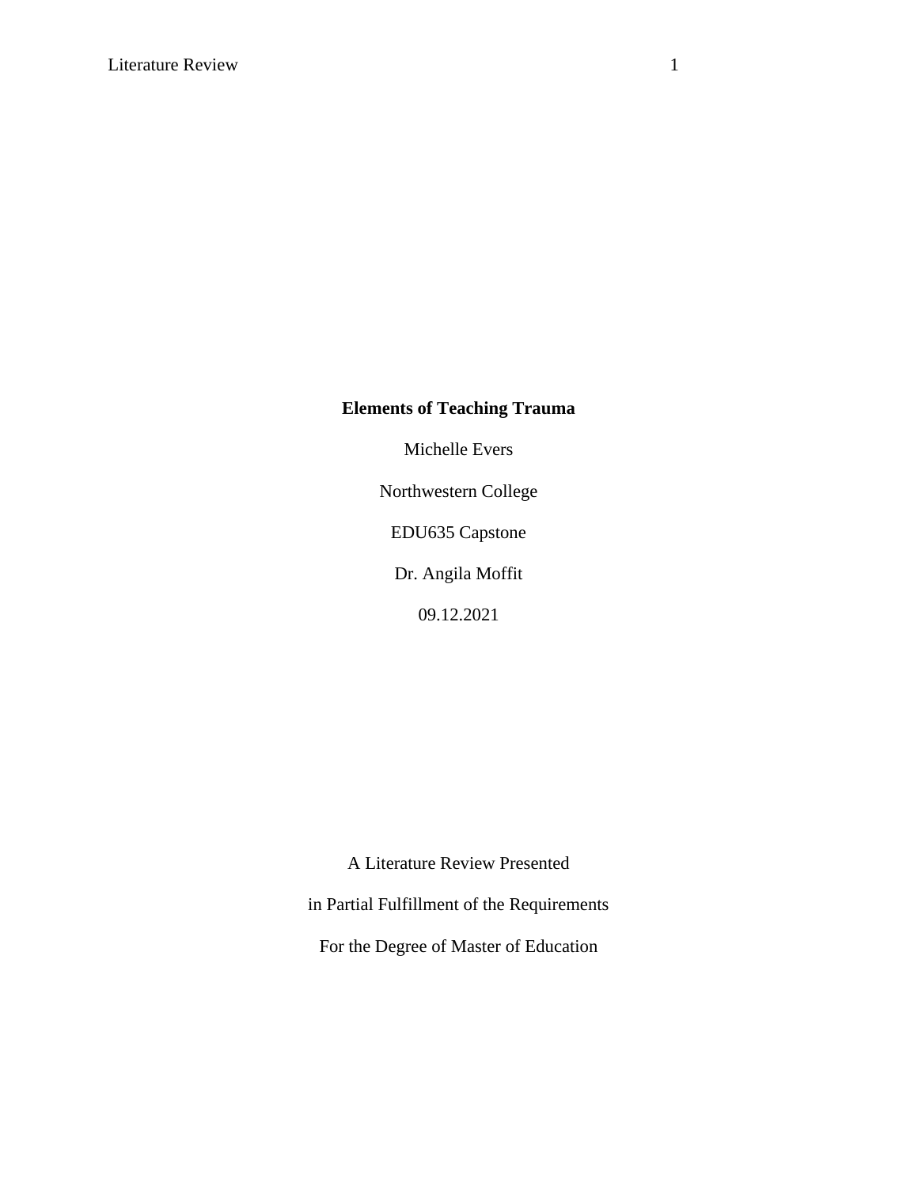# Elements of Teaching Trauma

Michelle Evers

Northwestern College

EDU635 Capstone

Dr. Angila Moffit

09.12.2021

A Literature Review Presented

in Partial Fulfillment of the Requirements

For the Degree of Master of Education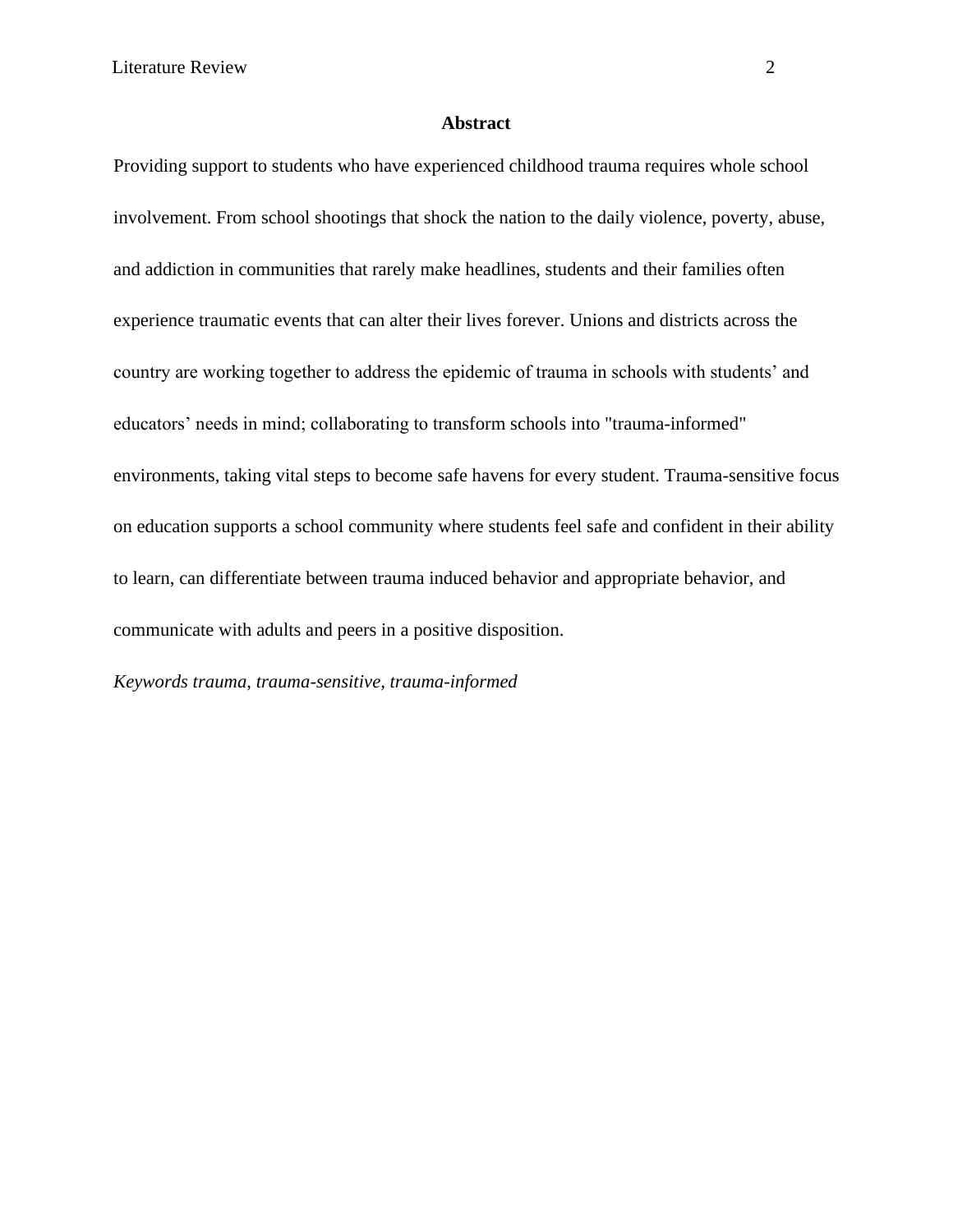## Abstract

Providing support to students who have experienced childhood trauma requires whole school involvement. From school shootings that shock the nation to the daily violence, poverty, abuse, and addiction in communities that rarely make headlines, students and their families often experience traumatic events that can alter their lives forever. Unions and districts across the country are working together to address the epidemic of trauma in schools with students' and educators' needs in mind; collaborating to transform schools into "trauma-informed" environments, taking vital steps to become safe havens for every student. Trauma-sensitive focus on education supports a school community where students feel safe and confident in their ability to learn, can differentiate between trauma induced behavior and appropriate behavior, and communicate with adults and peers in a positive disposition.

*Keywords trauma, trauma-sensitive, trauma-informed*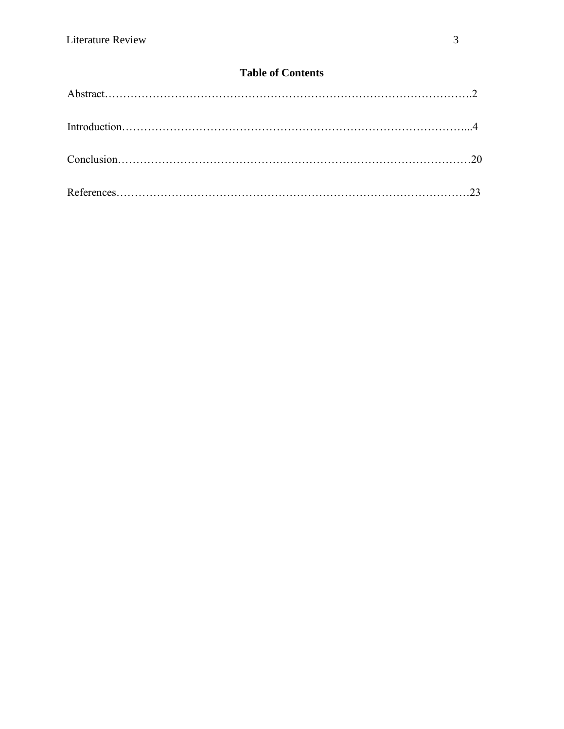## Table of Contents

Abstract……………………………………………………………………………………….2

Introduction…………………………………………………………………………………...4

Conclusion……………………………………………………………………………………20

References……………………………………………………………………………………23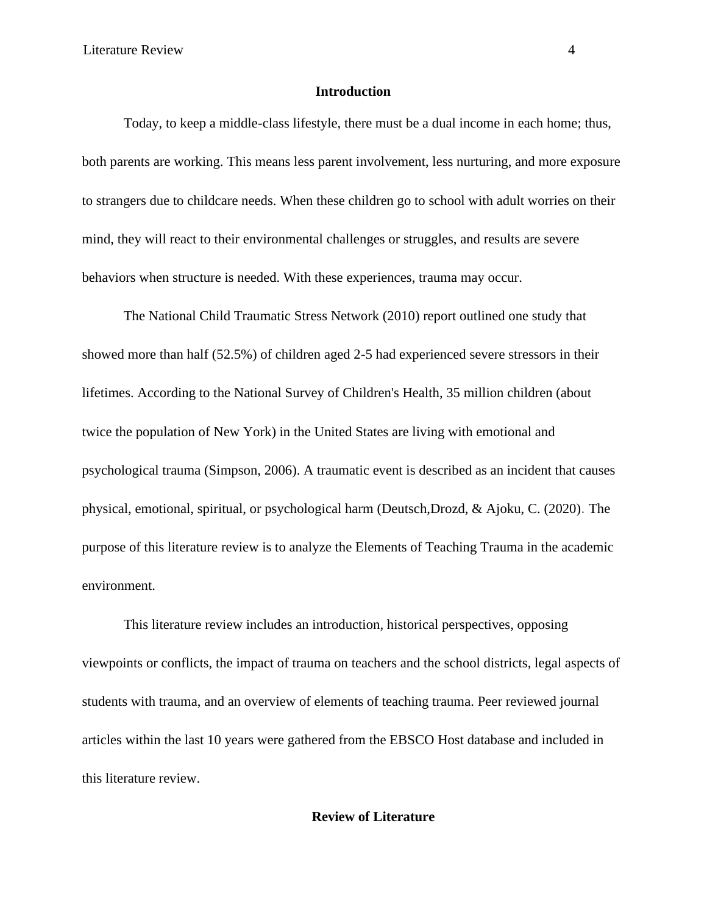## Introduction

Today, to keep a middle-class lifestyle, there must be a dual income in each home; thus, both parents are working. This means less parent involvement, less nurturing, and more exposure to strangers due to childcare needs. When these children go to school with adult worries on their mind, they will react to their environmental challenges or struggles, and results are severe behaviors when structure is needed. With these experiences, trauma may occur.

The National Child Traumatic Stress Network (2010) report outlined one study that showed more than half (52.5%) of children aged 2-5 had experienced severe stressors in their lifetimes. According to the National Survey of Children's Health, 35 million children (about twice the population of New York) in the United States are living with emotional and psychological trauma (Simpson, 2006). A traumatic event is described as an incident that causes physical, emotional, spiritual, or psychological harm (Deutsch,Drozd, & Ajoku, C. (2020). The purpose of this literature review is to analyze the Elements of Teaching Trauma in the academic environment.

This literature review includes an introduction, historical perspectives, opposing viewpoints or conflicts, the impact of trauma on teachers and the school districts, legal aspects of students with trauma, and an overview of elements of teaching trauma. Peer reviewed journal articles within the last 10 years were gathered from the EBSCO Host database and included in this literature review.

## Review of Literature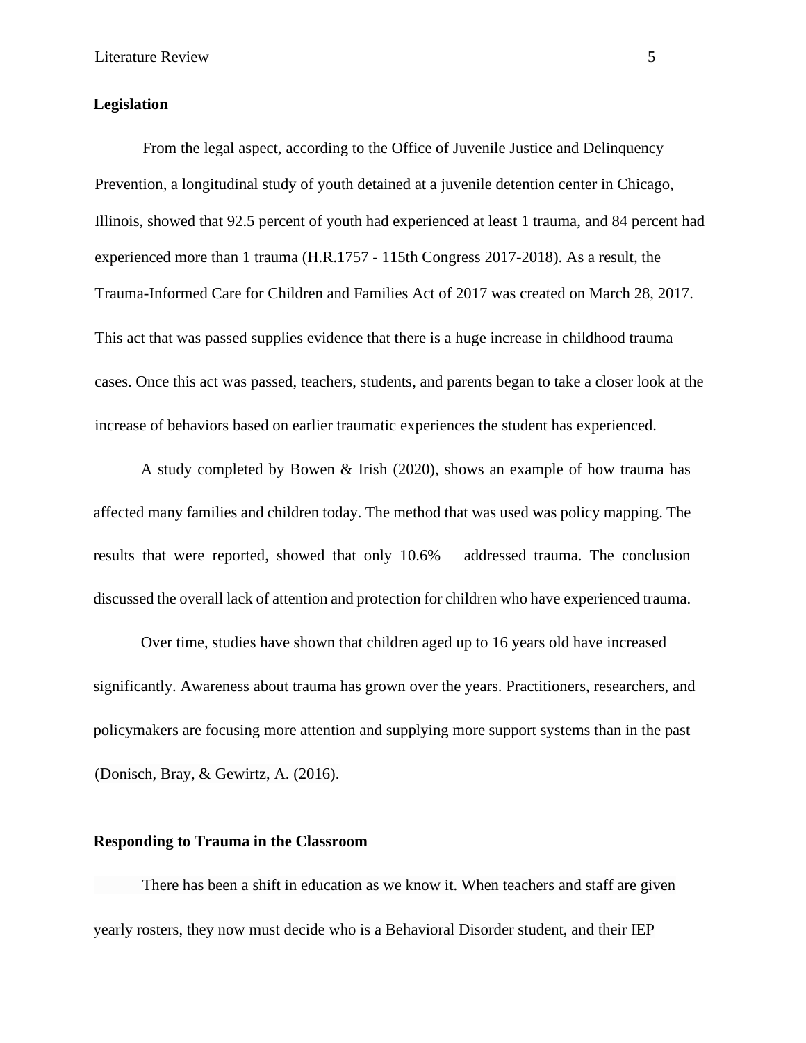**Legislation**

From the legal aspect, according to the Office of Juvenile Justice and Delinquency Prevention, a longitudinal study of youth detained at a juvenile detention center in Chicago, Illinois, showed that 92.5 percent of youth had experienced at least 1 trauma, and 84 percent had experienced more than 1 trauma (H.R.1757 - 115th Congress 2017-2018). As a result, the Trauma-Informed Care for Children and Families Act of 2017 was created on March 28, 2017. This act that was passed supplies evidence that there is a huge increase in childhood trauma cases. Once this act was passed, teachers, students, and parents began to take a closer look at the increase of behaviors based on earlier traumatic experiences the student has experienced.

A study completed by Bowen & Irish (2020), shows an example of how trauma has affected many families and children today. The method that was used was policy mapping. The results that were reported, showed that only 10.6% addressed trauma. The conclusion discussed the overall lack of attention and protection for children who have experienced trauma.

Over time, studies have shown that children aged up to 16 years old have increased significantly. Awareness about trauma has grown over the years. Practitioners, researchers, and policymakers are focusing more attention and supplying more support systems than in the past (Donisch, Bray, & Gewirtz, A. (2016).

**Responding to Trauma in the Classroom**

There has been a shift in education as we know it. When teachers and staff are given yearly rosters, they now must decide who is a Behavioral Disorder student, and their IEP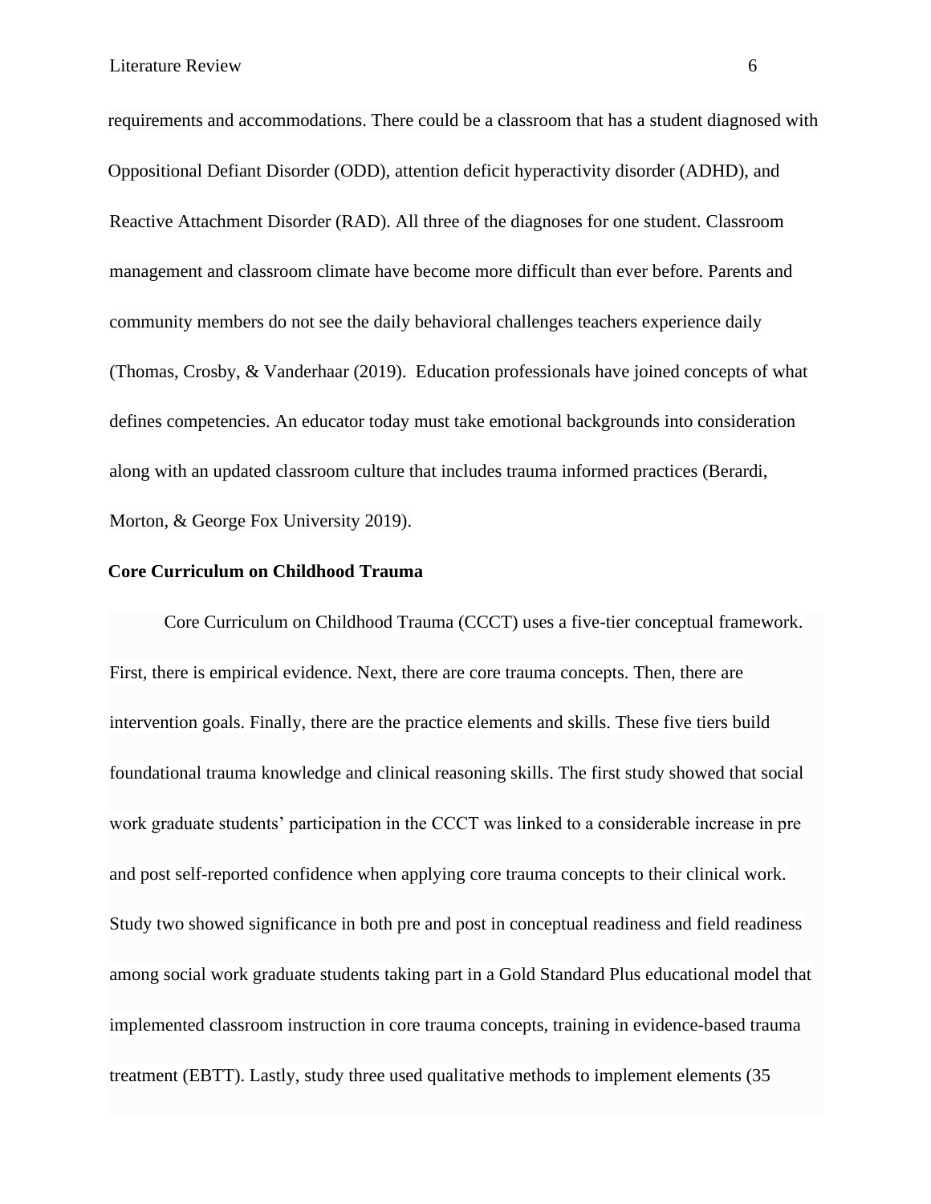requirements and accommodations. There could be a classroom that has a student diagnosed with Oppositional Defiant Disorder (ODD), attention deficit hyperactivity disorder (ADHD), and Reactive Attachment Disorder (RAD). All three of the diagnoses for one student. Classroom management and classroom climate have become more difficult than ever before. Parents and community members do not see the daily behavioral challenges teachers experience daily (Thomas, Crosby, & Vanderhaar (2019). Education professionals have joined concepts of what defines competencies. An educator today must take emotional backgrounds into consideration along with an updated classroom culture that includes trauma informed practices (Berardi, Morton, & George Fox University 2019).

**Core Curriculum on Childhood Trauma**

Core Curriculum on Childhood Trauma (CCCT) uses a five-tier conceptual framework. First, there is empirical evidence. Next, there are core trauma concepts. Then, there are intervention goals. Finally, there are the practice elements and skills. These five tiers build foundational trauma knowledge and clinical reasoning skills. The first study showed that social work graduate students' participation in the CCCT was linked to a considerable increase in pre and post self-reported confidence when applying core trauma concepts to their clinical work. Study two showed significance in both pre and post in conceptual readiness and field readiness among social work graduate students taking part in a Gold Standard Plus educational model that implemented classroom instruction in core trauma concepts, training in evidence-based trauma treatment (EBTT). Lastly, study three used qualitative methods to implement elements (35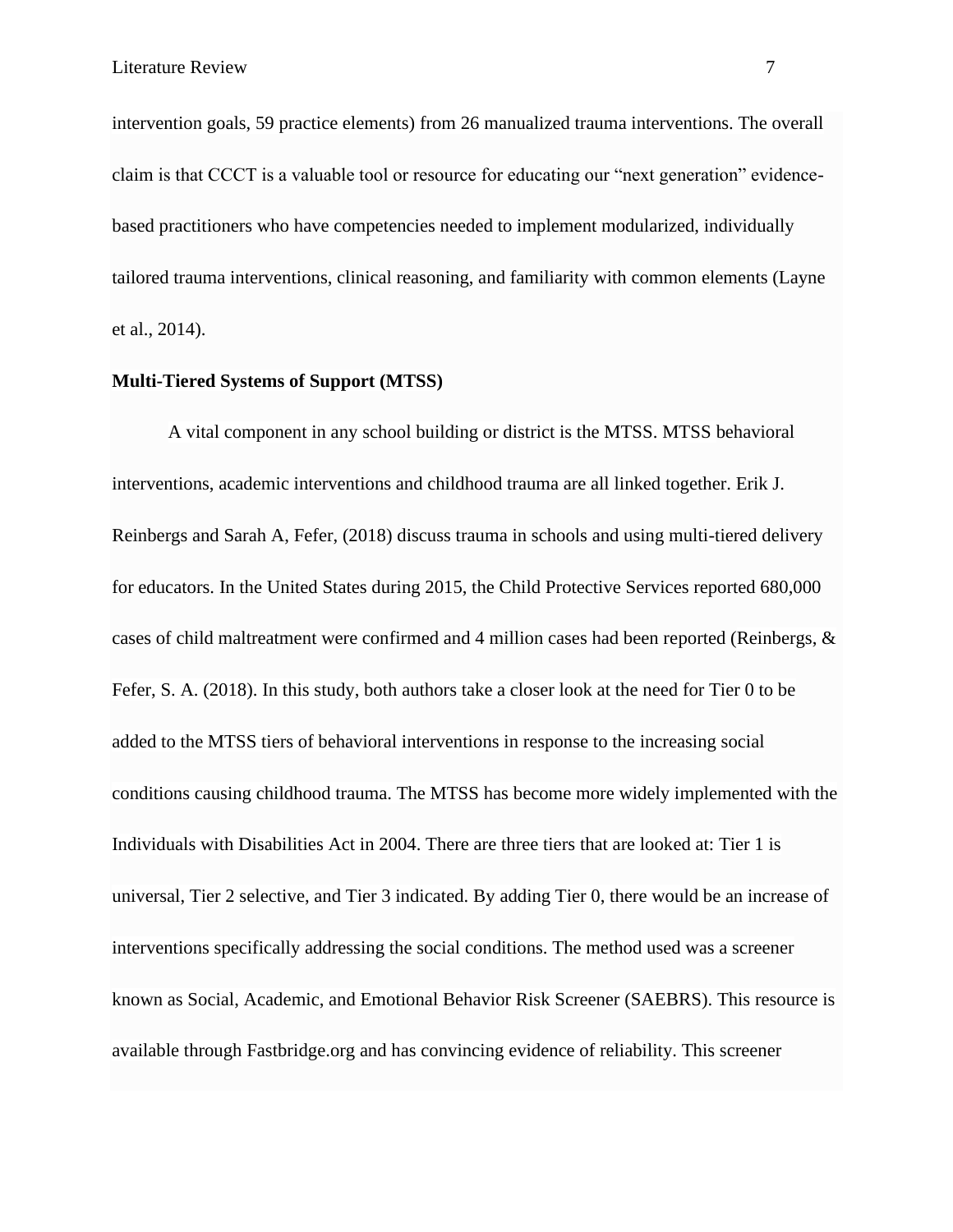intervention goals, 59 practice elements) from 26 manualized trauma interventions. The overall claim is that CCCT is a valuable tool or resource for educating our "next generation" evidence-based practitioners who have competencies needed to implement modularized, individually tailored trauma interventions, clinical reasoning, and familiarity with common elements (Layne et al., 2014).

**Multi-Tiered Systems of Support (MTSS)**

A vital component in any school building or district is the MTSS. MTSS behavioral interventions, academic interventions and childhood trauma are all linked together. Erik J. Reinbergs and Sarah A, Fefer, (2018) discuss trauma in schools and using multi-tiered delivery for educators. In the United States during 2015, the Child Protective Services reported 680,000 cases of child maltreatment were confirmed and 4 million cases had been reported (Reinbergs, & Fefer, S. A. (2018). In this study, both authors take a closer look at the need for Tier 0 to be added to the MTSS tiers of behavioral interventions in response to the increasing social conditions causing childhood trauma. The MTSS has become more widely implemented with the Individuals with Disabilities Act in 2004. There are three tiers that are looked at: Tier 1 is universal, Tier 2 selective, and Tier 3 indicated. By adding Tier 0, there would be an increase of interventions specifically addressing the social conditions. The method used was a screener known as Social, Academic, and Emotional Behavior Risk Screener (SAEBRS). This resource is available through Fastbridge.org and has convincing evidence of reliability. This screener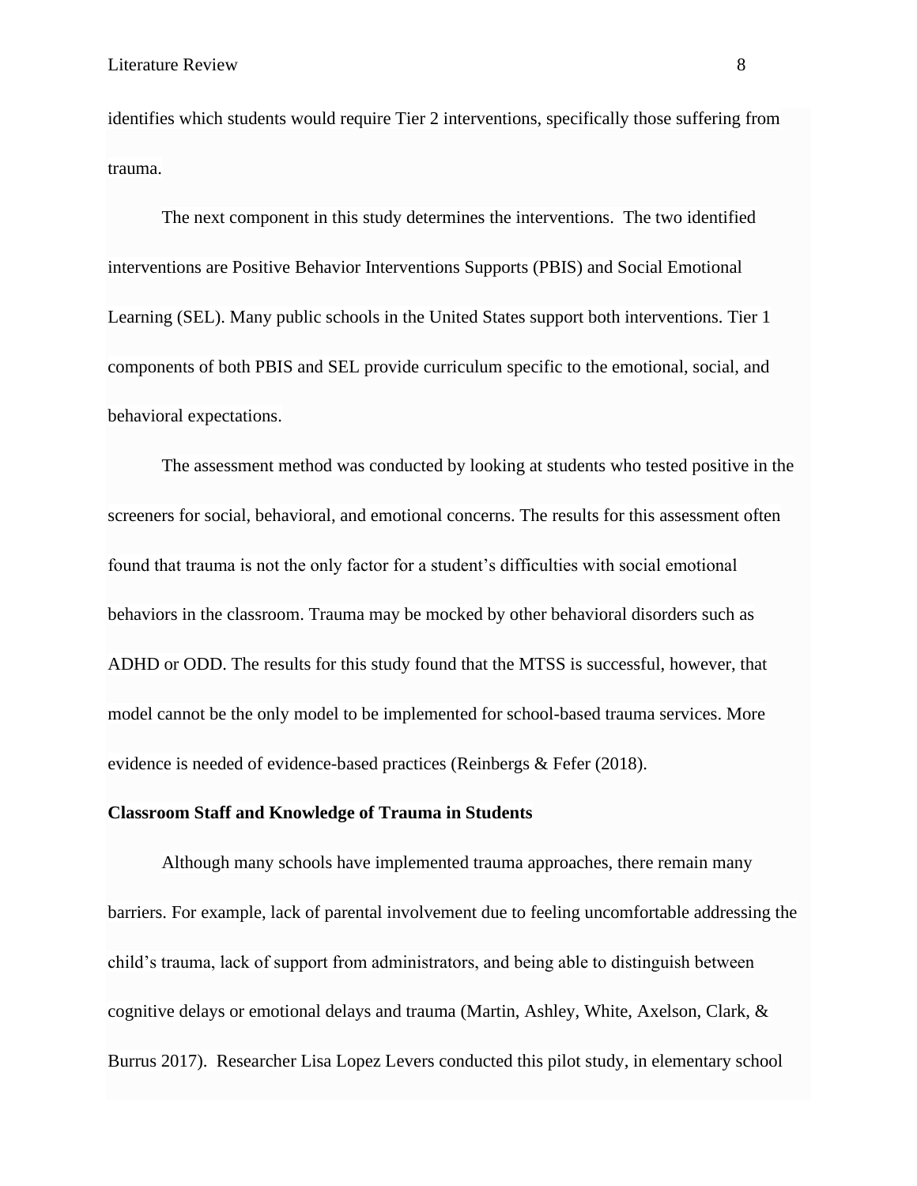identifies which students would require Tier 2 interventions, specifically those suffering from trauma.

The next component in this study determines the interventions. The two identified interventions are Positive Behavior Interventions Supports (PBIS) and Social Emotional Learning (SEL). Many public schools in the United States support both interventions. Tier 1 components of both PBIS and SEL provide curriculum specific to the emotional, social, and behavioral expectations.

The assessment method was conducted by looking at students who tested positive in the screeners for social, behavioral, and emotional concerns. The results for this assessment often found that trauma is not the only factor for a student's difficulties with social emotional behaviors in the classroom. Trauma may be mocked by other behavioral disorders such as ADHD or ODD. The results for this study found that the MTSS is successful, however, that model cannot be the only model to be implemented for school-based trauma services. More evidence is needed of evidence-based practices (Reinbergs & Fefer (2018).

**Classroom Staff and Knowledge of Trauma in Students**

Although many schools have implemented trauma approaches, there remain many barriers. For example, lack of parental involvement due to feeling uncomfortable addressing the child's trauma, lack of support from administrators, and being able to distinguish between cognitive delays or emotional delays and trauma (Martin, Ashley, White, Axelson, Clark, & Burrus 2017). Researcher Lisa Lopez Levers conducted this pilot study, in elementary school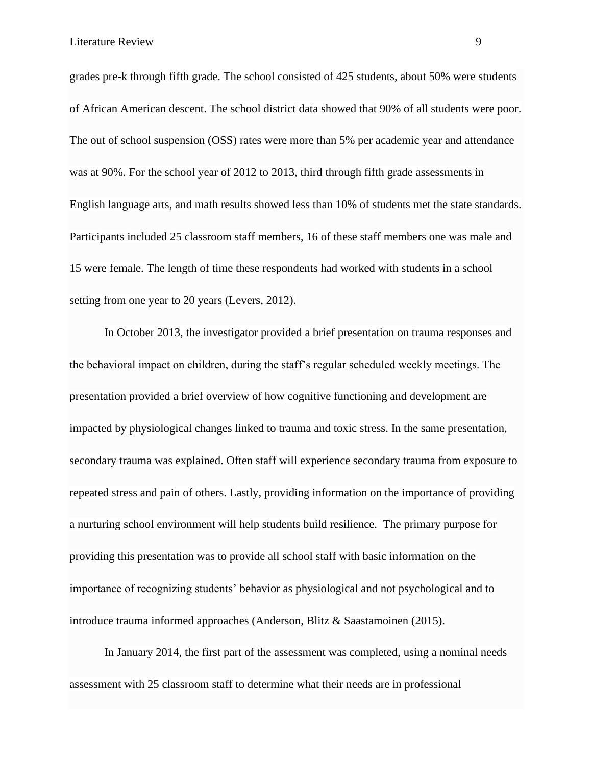grades pre-k through fifth grade. The school consisted of 425 students, about 50% were students of African American descent. The school district data showed that 90% of all students were poor. The out of school suspension (OSS) rates were more than 5% per academic year and attendance was at 90%. For the school year of 2012 to 2013, third through fifth grade assessments in English language arts, and math results showed less than 10% of students met the state standards. Participants included 25 classroom staff members, 16 of these staff members one was male and 15 were female. The length of time these respondents had worked with students in a school setting from one year to 20 years (Levers, 2012).

In October 2013, the investigator provided a brief presentation on trauma responses and the behavioral impact on children, during the staff's regular scheduled weekly meetings. The presentation provided a brief overview of how cognitive functioning and development are impacted by physiological changes linked to trauma and toxic stress. In the same presentation, secondary trauma was explained. Often staff will experience secondary trauma from exposure to repeated stress and pain of others. Lastly, providing information on the importance of providing a nurturing school environment will help students build resilience.  The primary purpose for providing this presentation was to provide all school staff with basic information on the importance of recognizing students' behavior as physiological and not psychological and to introduce trauma informed approaches (Anderson, Blitz & Saastamoinen (2015).

In January 2014, the first part of the assessment was completed, using a nominal needs assessment with 25 classroom staff to determine what their needs are in professional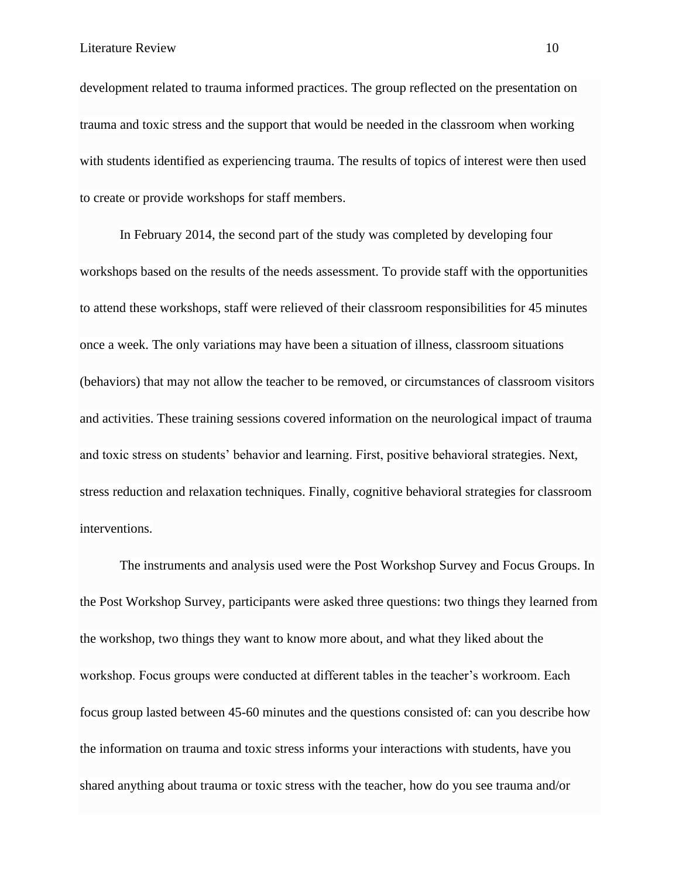development related to trauma informed practices. The group reflected on the presentation on trauma and toxic stress and the support that would be needed in the classroom when working with students identified as experiencing trauma. The results of topics of interest were then used to create or provide workshops for staff members.

In February 2014, the second part of the study was completed by developing four workshops based on the results of the needs assessment. To provide staff with the opportunities to attend these workshops, staff were relieved of their classroom responsibilities for 45 minutes once a week. The only variations may have been a situation of illness, classroom situations (behaviors) that may not allow the teacher to be removed, or circumstances of classroom visitors and activities. These training sessions covered information on the neurological impact of trauma and toxic stress on students' behavior and learning. First, positive behavioral strategies. Next, stress reduction and relaxation techniques. Finally, cognitive behavioral strategies for classroom interventions.

The instruments and analysis used were the Post Workshop Survey and Focus Groups. In the Post Workshop Survey, participants were asked three questions: two things they learned from the workshop, two things they want to know more about, and what they liked about the workshop. Focus groups were conducted at different tables in the teacher's workroom. Each focus group lasted between 45-60 minutes and the questions consisted of: can you describe how the information on trauma and toxic stress informs your interactions with students, have you shared anything about trauma or toxic stress with the teacher, how do you see trauma and/or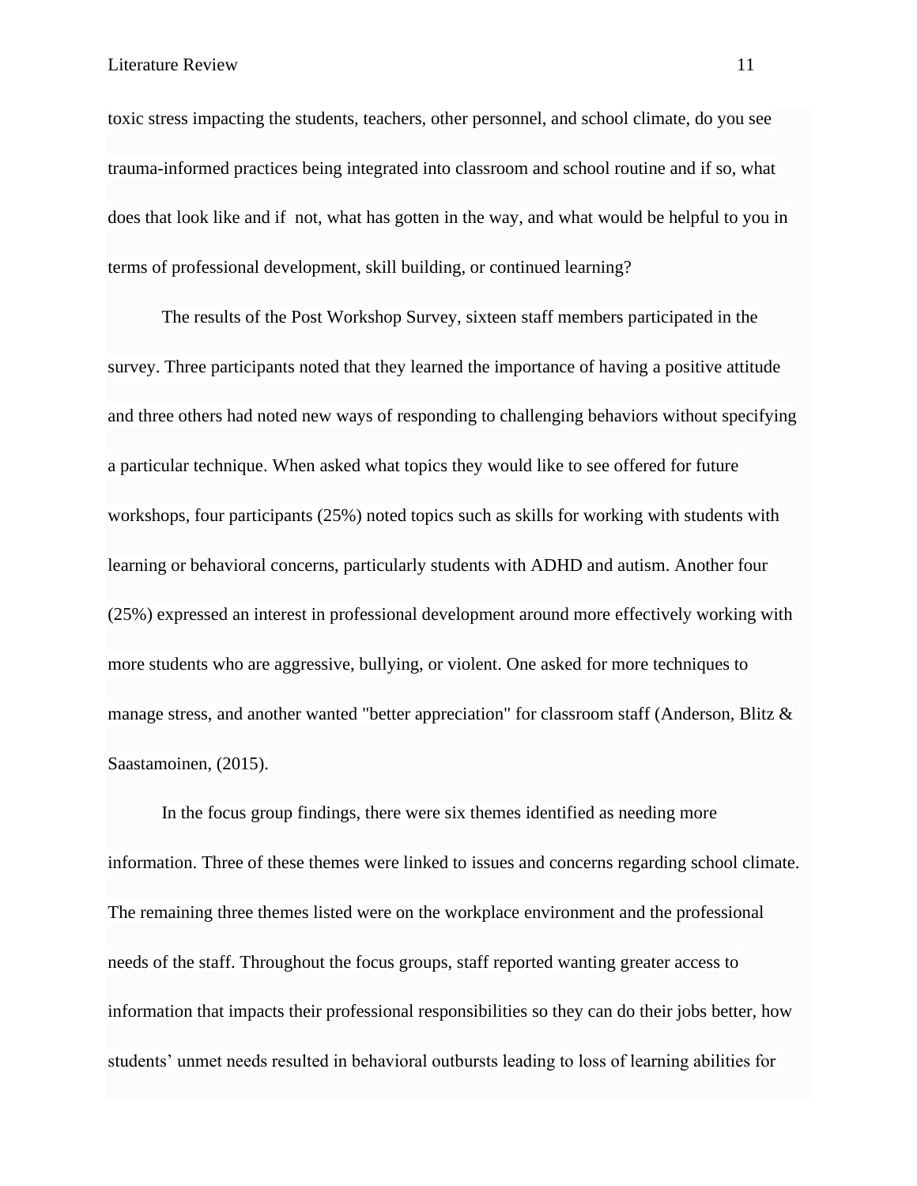toxic stress impacting the students, teachers, other personnel, and school climate, do you see trauma-informed practices being integrated into classroom and school routine and if so, what does that look like and if  not, what has gotten in the way, and what would be helpful to you in terms of professional development, skill building, or continued learning?

The results of the Post Workshop Survey, sixteen staff members participated in the survey. Three participants noted that they learned the importance of having a positive attitude and three others had noted new ways of responding to challenging behaviors without specifying a particular technique. When asked what topics they would like to see offered for future workshops, four participants (25%) noted topics such as skills for working with students with learning or behavioral concerns, particularly students with ADHD and autism. Another four (25%) expressed an interest in professional development around more effectively working with more students who are aggressive, bullying, or violent. One asked for more techniques to manage stress, and another wanted "better appreciation" for classroom staff (Anderson, Blitz & Saastamoinen, (2015).

In the focus group findings, there were six themes identified as needing more information. Three of these themes were linked to issues and concerns regarding school climate. The remaining three themes listed were on the workplace environment and the professional needs of the staff. Throughout the focus groups, staff reported wanting greater access to information that impacts their professional responsibilities so they can do their jobs better, how students' unmet needs resulted in behavioral outbursts leading to loss of learning abilities for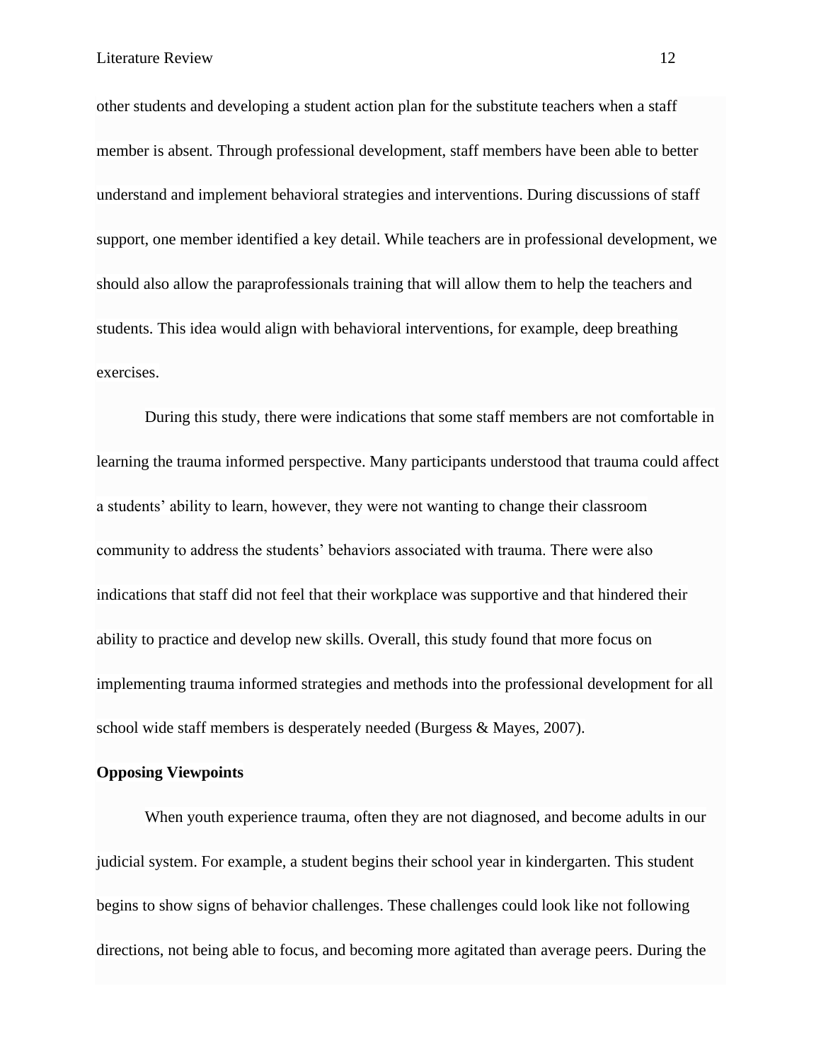other students and developing a student action plan for the substitute teachers when a staff member is absent. Through professional development, staff members have been able to better understand and implement behavioral strategies and interventions. During discussions of staff support, one member identified a key detail. While teachers are in professional development, we should also allow the paraprofessionals training that will allow them to help the teachers and students. This idea would align with behavioral interventions, for example, deep breathing exercises.

During this study, there were indications that some staff members are not comfortable in learning the trauma informed perspective. Many participants understood that trauma could affect a students' ability to learn, however, they were not wanting to change their classroom community to address the students' behaviors associated with trauma. There were also indications that staff did not feel that their workplace was supportive and that hindered their ability to practice and develop new skills. Overall, this study found that more focus on implementing trauma informed strategies and methods into the professional development for all school wide staff members is desperately needed (Burgess & Mayes, 2007).

**Opposing Viewpoints**

When youth experience trauma, often they are not diagnosed, and become adults in our judicial system. For example, a student begins their school year in kindergarten. This student begins to show signs of behavior challenges. These challenges could look like not following directions, not being able to focus, and becoming more agitated than average peers. During the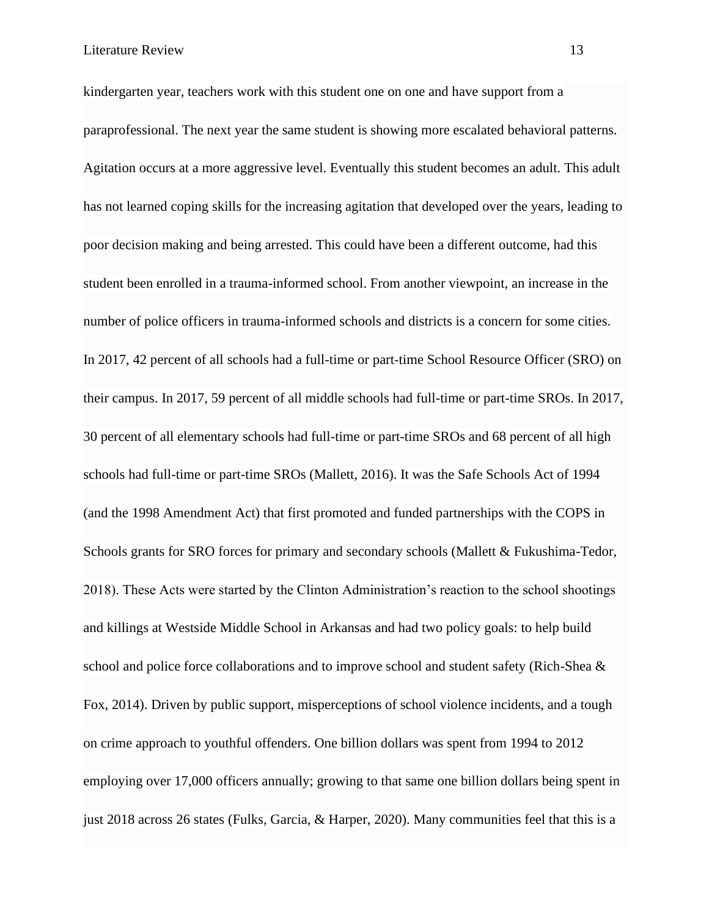kindergarten year, teachers work with this student one on one and have support from a paraprofessional. The next year the same student is showing more escalated behavioral patterns. Agitation occurs at a more aggressive level. Eventually this student becomes an adult. This adult has not learned coping skills for the increasing agitation that developed over the years, leading to poor decision making and being arrested. This could have been a different outcome, had this student been enrolled in a trauma-informed school. From another viewpoint, an increase in the number of police officers in trauma-informed schools and districts is a concern for some cities. In 2017, 42 percent of all schools had a full-time or part-time School Resource Officer (SRO) on their campus. In 2017, 59 percent of all middle schools had full-time or part-time SROs. In 2017, 30 percent of all elementary schools had full-time or part-time SROs and 68 percent of all high schools had full-time or part-time SROs (Mallett, 2016). It was the Safe Schools Act of 1994 (and the 1998 Amendment Act) that first promoted and funded partnerships with the COPS in Schools grants for SRO forces for primary and secondary schools (Mallett & Fukushima-Tedor, 2018). These Acts were started by the Clinton Administration's reaction to the school shootings and killings at Westside Middle School in Arkansas and had two policy goals: to help build school and police force collaborations and to improve school and student safety (Rich-Shea & Fox, 2014). Driven by public support, misperceptions of school violence incidents, and a tough on crime approach to youthful offenders. One billion dollars was spent from 1994 to 2012 employing over 17,000 officers annually; growing to that same one billion dollars being spent in just 2018 across 26 states (Fulks, Garcia, & Harper, 2020). Many communities feel that this is a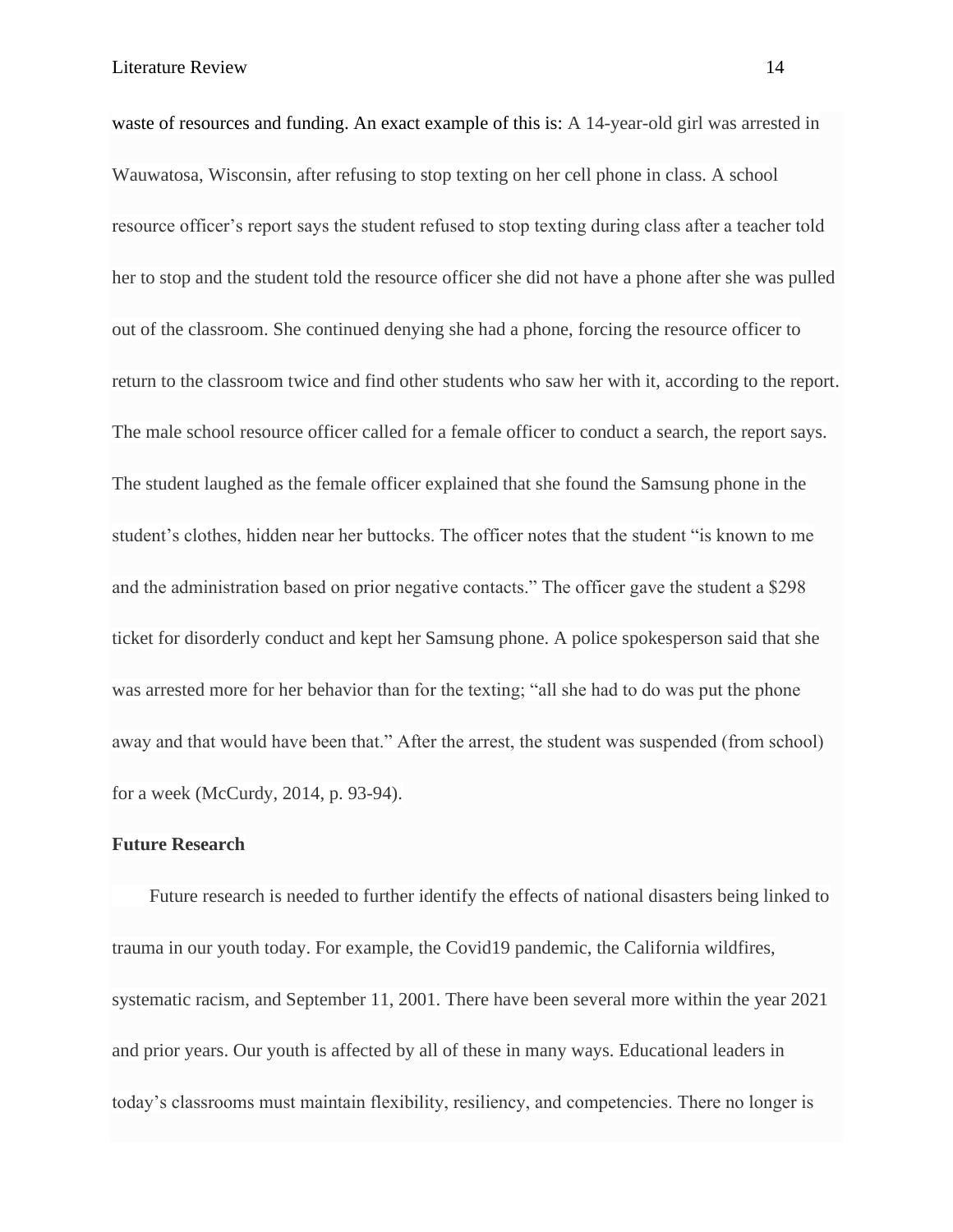waste of resources and funding. An exact example of this is: A 14-year-old girl was arrested in Wauwatosa, Wisconsin, after refusing to stop texting on her cell phone in class. A school resource officer's report says the student refused to stop texting during class after a teacher told her to stop and the student told the resource officer she did not have a phone after she was pulled out of the classroom. She continued denying she had a phone, forcing the resource officer to return to the classroom twice and find other students who saw her with it, according to the report. The male school resource officer called for a female officer to conduct a search, the report says. The student laughed as the female officer explained that she found the Samsung phone in the student's clothes, hidden near her buttocks. The officer notes that the student "is known to me and the administration based on prior negative contacts." The officer gave the student a $298 ticket for disorderly conduct and kept her Samsung phone. A police spokesperson said that she was arrested more for her behavior than for the texting; "all she had to do was put the phone away and that would have been that." After the arrest, the student was suspended (from school) for a week (McCurdy, 2014, p. 93-94).

**Future Research**

Future research is needed to further identify the effects of national disasters being linked to trauma in our youth today. For example, the Covid19 pandemic, the California wildfires, systematic racism, and September 11, 2001. There have been several more within the year 2021 and prior years. Our youth is affected by all of these in many ways. Educational leaders in today's classrooms must maintain flexibility, resiliency, and competencies. There no longer is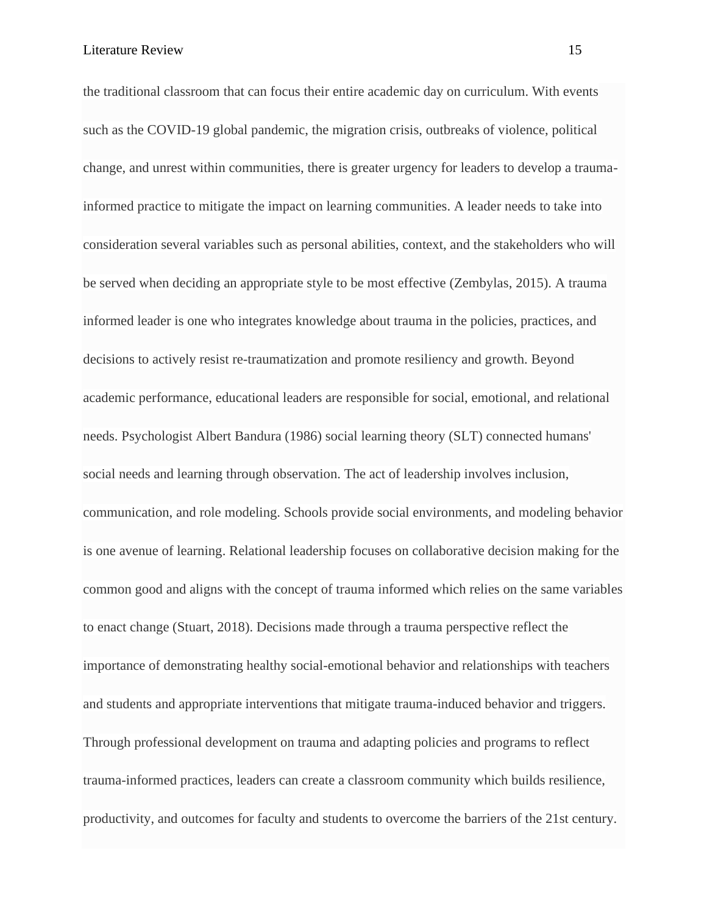the traditional classroom that can focus their entire academic day on curriculum. With events such as the COVID-19 global pandemic, the migration crisis, outbreaks of violence, political change, and unrest within communities, there is greater urgency for leaders to develop a trauma-informed practice to mitigate the impact on learning communities. A leader needs to take into consideration several variables such as personal abilities, context, and the stakeholders who will be served when deciding an appropriate style to be most effective (Zembylas, 2015). A trauma informed leader is one who integrates knowledge about trauma in the policies, practices, and decisions to actively resist re-traumatization and promote resiliency and growth. Beyond academic performance, educational leaders are responsible for social, emotional, and relational needs. Psychologist Albert Bandura (1986) social learning theory (SLT) connected humans' social needs and learning through observation. The act of leadership involves inclusion, communication, and role modeling. Schools provide social environments, and modeling behavior is one avenue of learning. Relational leadership focuses on collaborative decision making for the common good and aligns with the concept of trauma informed which relies on the same variables to enact change (Stuart, 2018). Decisions made through a trauma perspective reflect the importance of demonstrating healthy social-emotional behavior and relationships with teachers and students and appropriate interventions that mitigate trauma-induced behavior and triggers. Through professional development on trauma and adapting policies and programs to reflect trauma-informed practices, leaders can create a classroom community which builds resilience, productivity, and outcomes for faculty and students to overcome the barriers of the 21st century.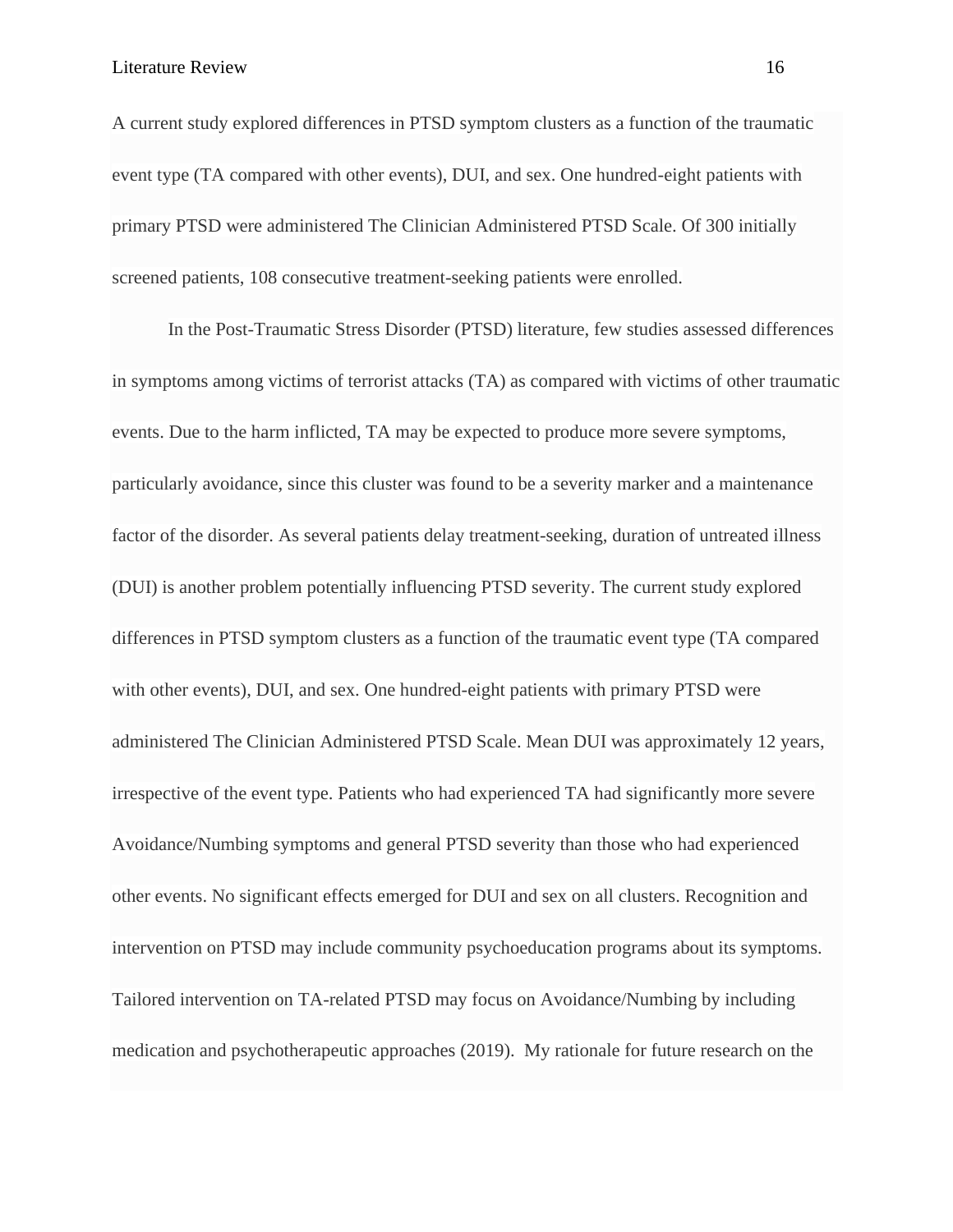A current study explored differences in PTSD symptom clusters as a function of the traumatic event type (TA compared with other events), DUI, and sex. One hundred-eight patients with primary PTSD were administered The Clinician Administered PTSD Scale. Of 300 initially screened patients, 108 consecutive treatment-seeking patients were enrolled.

In the Post-Traumatic Stress Disorder (PTSD) literature, few studies assessed differences in symptoms among victims of terrorist attacks (TA) as compared with victims of other traumatic events. Due to the harm inflicted, TA may be expected to produce more severe symptoms, particularly avoidance, since this cluster was found to be a severity marker and a maintenance factor of the disorder. As several patients delay treatment-seeking, duration of untreated illness (DUI) is another problem potentially influencing PTSD severity. The current study explored differences in PTSD symptom clusters as a function of the traumatic event type (TA compared with other events), DUI, and sex. One hundred-eight patients with primary PTSD were administered The Clinician Administered PTSD Scale. Mean DUI was approximately 12 years, irrespective of the event type. Patients who had experienced TA had significantly more severe Avoidance/Numbing symptoms and general PTSD severity than those who had experienced other events. No significant effects emerged for DUI and sex on all clusters. Recognition and intervention on PTSD may include community psychoeducation programs about its symptoms. Tailored intervention on TA-related PTSD may focus on Avoidance/Numbing by including medication and psychotherapeutic approaches (2019). My rationale for future research on the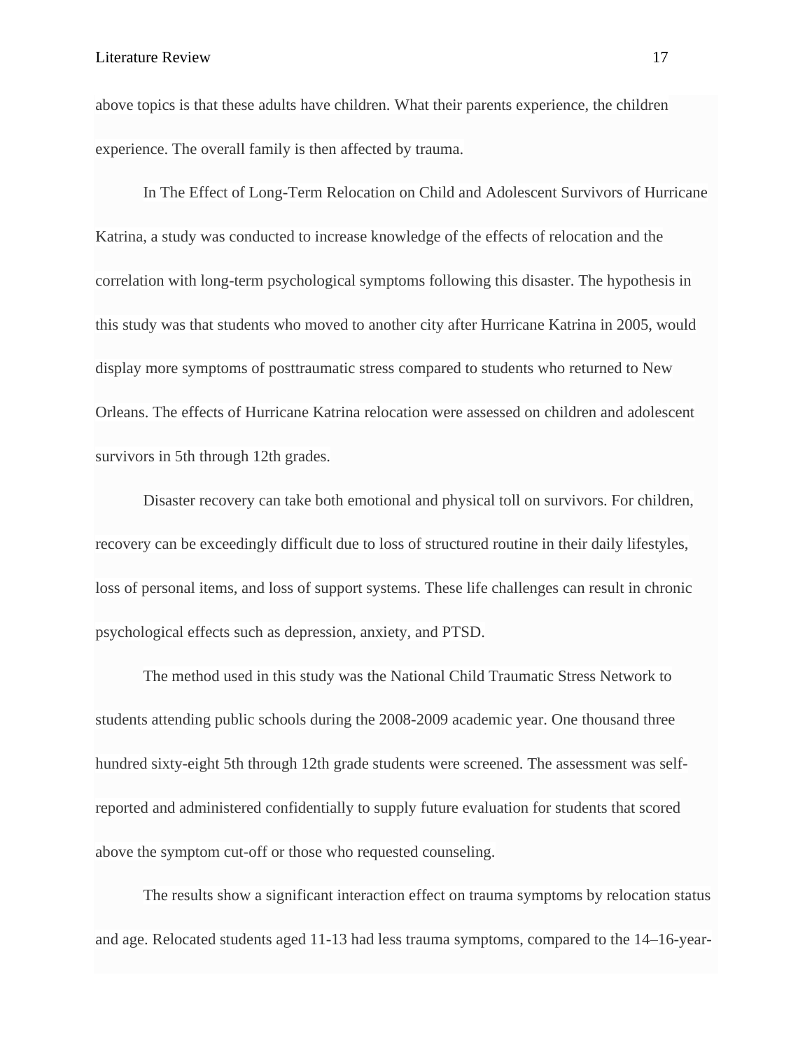above topics is that these adults have children. What their parents experience, the children experience. The overall family is then affected by trauma.

In The Effect of Long-Term Relocation on Child and Adolescent Survivors of Hurricane Katrina, a study was conducted to increase knowledge of the effects of relocation and the correlation with long-term psychological symptoms following this disaster. The hypothesis in this study was that students who moved to another city after Hurricane Katrina in 2005, would display more symptoms of posttraumatic stress compared to students who returned to New Orleans. The effects of Hurricane Katrina relocation were assessed on children and adolescent survivors in 5th through 12th grades.

Disaster recovery can take both emotional and physical toll on survivors. For children, recovery can be exceedingly difficult due to loss of structured routine in their daily lifestyles, loss of personal items, and loss of support systems. These life challenges can result in chronic psychological effects such as depression, anxiety, and PTSD.

The method used in this study was the National Child Traumatic Stress Network to students attending public schools during the 2008-2009 academic year. One thousand three hundred sixty-eight 5th through 12th grade students were screened. The assessment was self-reported and administered confidentially to supply future evaluation for students that scored above the symptom cut-off or those who requested counseling.

The results show a significant interaction effect on trauma symptoms by relocation status and age. Relocated students aged 11-13 had less trauma symptoms, compared to the 14–16-year-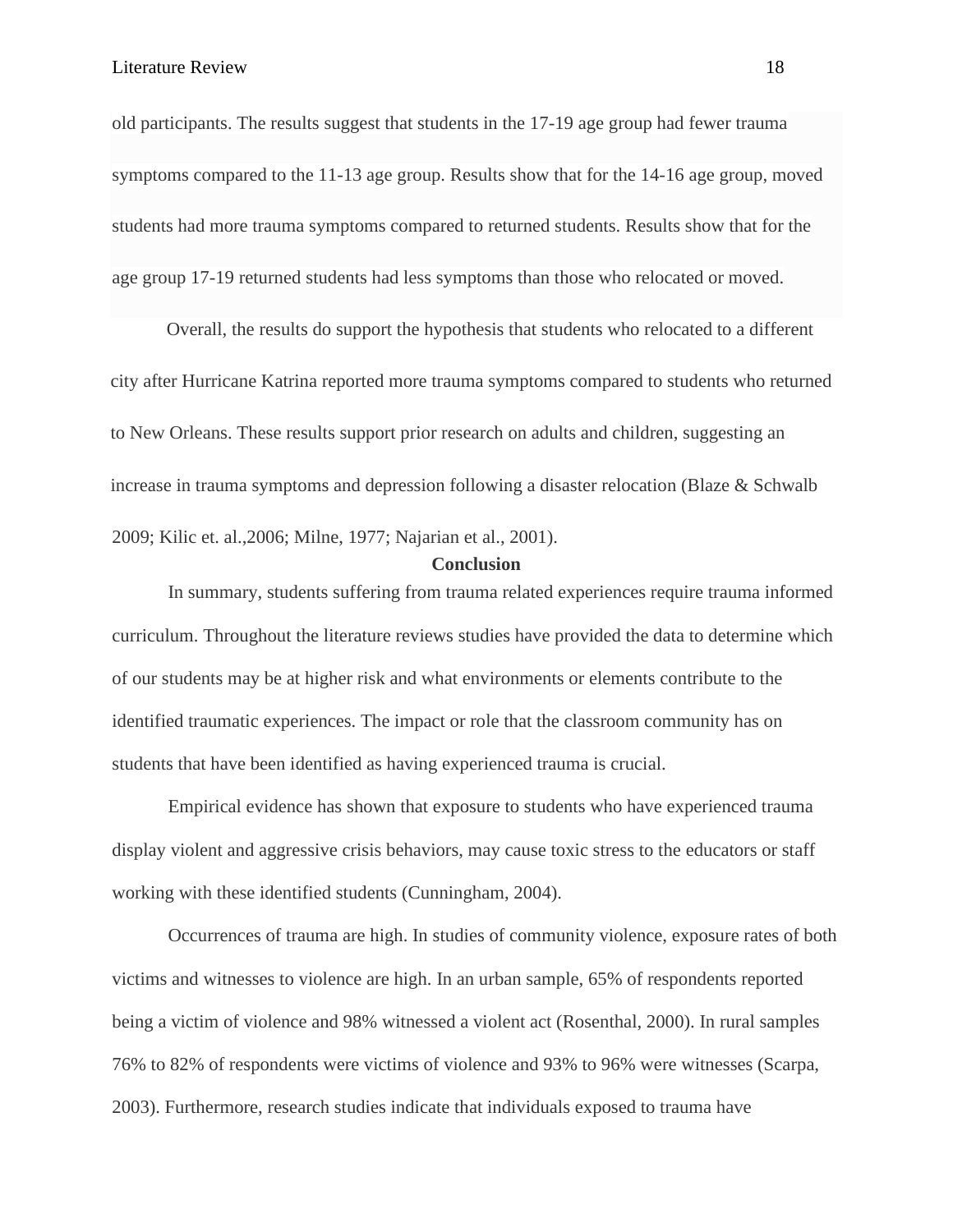old participants. The results suggest that students in the 17-19 age group had fewer trauma symptoms compared to the 11-13 age group. Results show that for the 14-16 age group, moved students had more trauma symptoms compared to returned students. Results show that for the age group 17-19 returned students had less symptoms than those who relocated or moved.

Overall, the results do support the hypothesis that students who relocated to a different city after Hurricane Katrina reported more trauma symptoms compared to students who returned to New Orleans. These results support prior research on adults and children, suggesting an increase in trauma symptoms and depression following a disaster relocation (Blaze & Schwalb 2009; Kilic et. al.,2006; Milne, 1977; Najarian et al., 2001).

## Conclusion

In summary, students suffering from trauma related experiences require trauma informed curriculum. Throughout the literature reviews studies have provided the data to determine which of our students may be at higher risk and what environments or elements contribute to the identified traumatic experiences. The impact or role that the classroom community has on students that have been identified as having experienced trauma is crucial.

Empirical evidence has shown that exposure to students who have experienced trauma display violent and aggressive crisis behaviors, may cause toxic stress to the educators or staff working with these identified students (Cunningham, 2004).

Occurrences of trauma are high. In studies of community violence, exposure rates of both victims and witnesses to violence are high. In an urban sample, 65% of respondents reported being a victim of violence and 98% witnessed a violent act (Rosenthal, 2000). In rural samples 76% to 82% of respondents were victims of violence and 93% to 96% were witnesses (Scarpa, 2003). Furthermore, research studies indicate that individuals exposed to trauma have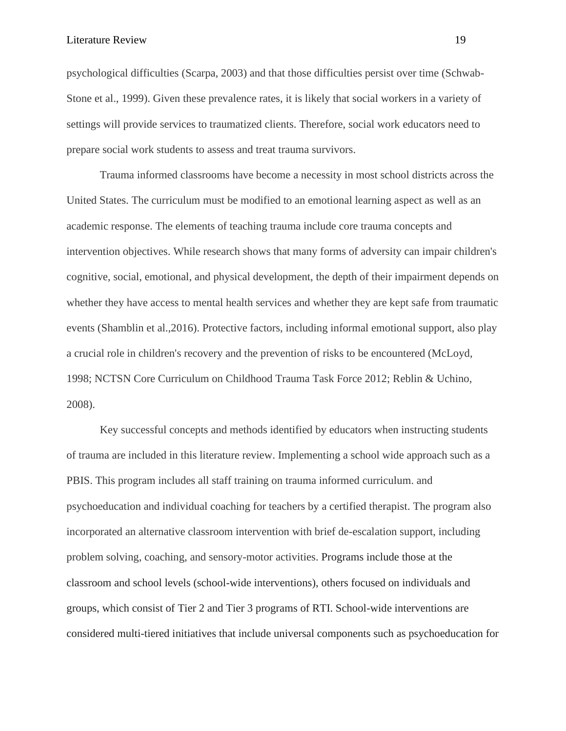psychological difficulties (Scarpa, 2003) and that those difficulties persist over time (Schwab-Stone et al., 1999). Given these prevalence rates, it is likely that social workers in a variety of settings will provide services to traumatized clients. Therefore, social work educators need to prepare social work students to assess and treat trauma survivors.

Trauma informed classrooms have become a necessity in most school districts across the United States. The curriculum must be modified to an emotional learning aspect as well as an academic response. The elements of teaching trauma include core trauma concepts and intervention objectives. While research shows that many forms of adversity can impair children's cognitive, social, emotional, and physical development, the depth of their impairment depends on whether they have access to mental health services and whether they are kept safe from traumatic events (Shamblin et al.,2016). Protective factors, including informal emotional support, also play a crucial role in children's recovery and the prevention of risks to be encountered (McLoyd, 1998; NCTSN Core Curriculum on Childhood Trauma Task Force 2012; Reblin & Uchino, 2008).

Key successful concepts and methods identified by educators when instructing students of trauma are included in this literature review. Implementing a school wide approach such as a PBIS. This program includes all staff training on trauma informed curriculum. and psychoeducation and individual coaching for teachers by a certified therapist. The program also incorporated an alternative classroom intervention with brief de-escalation support, including problem solving, coaching, and sensory-motor activities. Programs include those at the classroom and school levels (school-wide interventions), others focused on individuals and groups, which consist of Tier 2 and Tier 3 programs of RTI. School-wide interventions are considered multi-tiered initiatives that include universal components such as psychoeducation for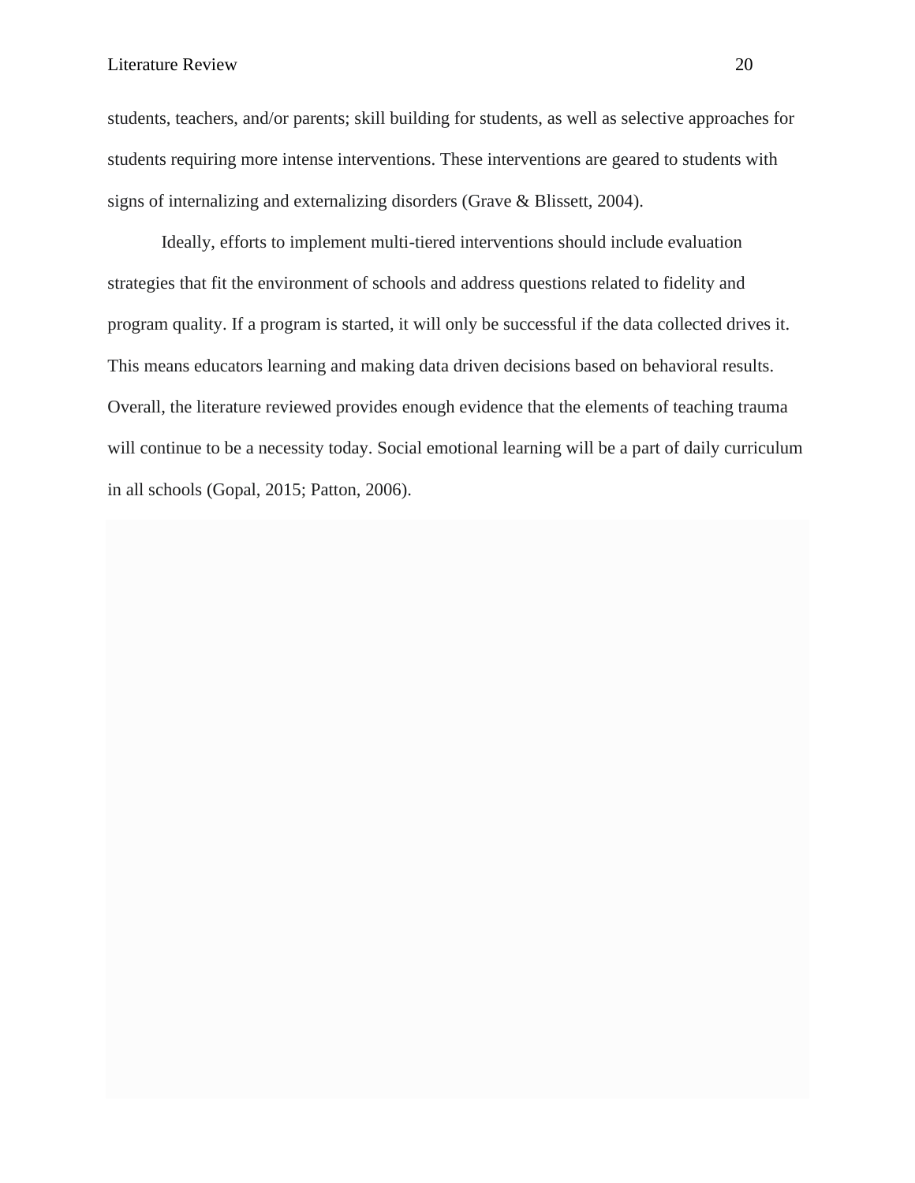students, teachers, and/or parents; skill building for students, as well as selective approaches for students requiring more intense interventions. These interventions are geared to students with signs of internalizing and externalizing disorders (Grave & Blissett, 2004).

Ideally, efforts to implement multi-tiered interventions should include evaluation strategies that fit the environment of schools and address questions related to fidelity and program quality. If a program is started, it will only be successful if the data collected drives it. This means educators learning and making data driven decisions based on behavioral results. Overall, the literature reviewed provides enough evidence that the elements of teaching trauma will continue to be a necessity today. Social emotional learning will be a part of daily curriculum in all schools (Gopal, 2015; Patton, 2006).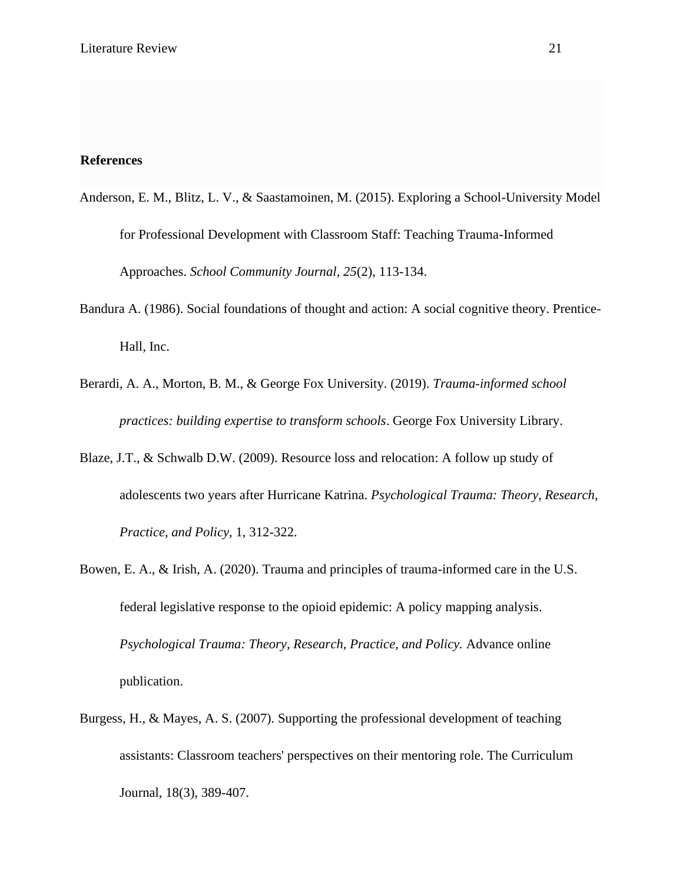**References**

Anderson, E. M., Blitz, L. V., & Saastamoinen, M. (2015). Exploring a School-University Model for Professional Development with Classroom Staff: Teaching Trauma-Informed Approaches. *School Community Journal, 25*(2), 113-134.

Bandura A. (1986). Social foundations of thought and action: A social cognitive theory. Prentice-Hall, Inc.

Berardi, A. A., Morton, B. M., & George Fox University. (2019). *Trauma-informed school practices: building expertise to transform schools*. George Fox University Library.

Blaze, J.T., & Schwalb D.W. (2009). Resource loss and relocation: A follow up study of adolescents two years after Hurricane Katrina. *Psychological Trauma: Theory, Research, Practice, and Policy,* 1, 312-322.

Bowen, E. A., & Irish, A. (2020). Trauma and principles of trauma-informed care in the U.S. federal legislative response to the opioid epidemic: A policy mapping analysis. *Psychological Trauma: Theory, Research, Practice, and Policy.* Advance online publication.

Burgess, H., & Mayes, A. S. (2007). Supporting the professional development of teaching assistants: Classroom teachers' perspectives on their mentoring role. The Curriculum Journal, 18(3), 389-407.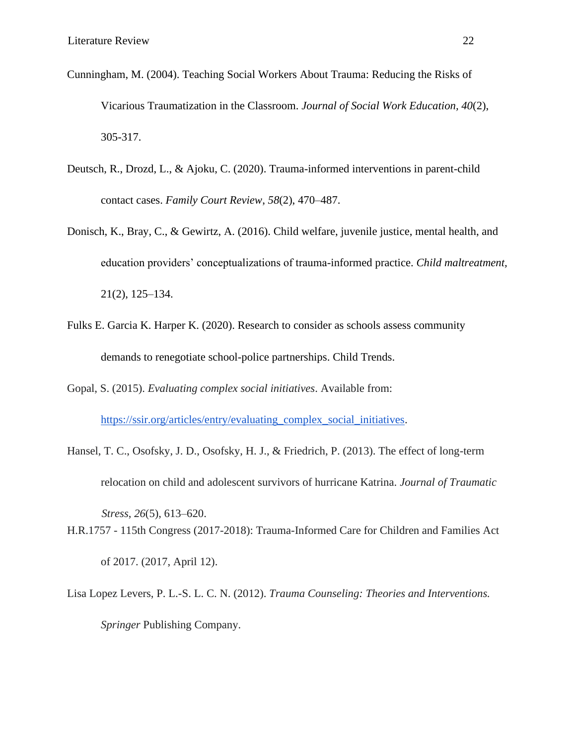Cunningham, M. (2004). Teaching Social Workers About Trauma: Reducing the Risks of Vicarious Traumatization in the Classroom. *Journal of Social Work Education, 40*(2), 305-317.

Deutsch, R., Drozd, L., & Ajoku, C. (2020). Trauma-informed interventions in parent-child contact cases. *Family Court Review*, *58*(2), 470–487.

Donisch, K., Bray, C., & Gewirtz, A. (2016). Child welfare, juvenile justice, mental health, and education providers' conceptualizations of trauma-informed practice. *Child maltreatment,* 21(2), 125–134.

Fulks E. Garcia K. Harper K. (2020). Research to consider as schools assess community demands to renegotiate school-police partnerships. Child Trends.

Gopal, S. (2015). *Evaluating complex social initiatives*. Available from: https://ssir.org/articles/entry/evaluating_complex_social_initiatives.

Hansel, T. C., Osofsky, J. D., Osofsky, H. J., & Friedrich, P. (2013). The effect of long-term relocation on child and adolescent survivors of hurricane Katrina. *Journal of Traumatic Stress*, *26*(5), 613–620.

H.R.1757 - 115th Congress (2017-2018): Trauma-Informed Care for Children and Families Act of 2017. (2017, April 12).

Lisa Lopez Levers, P. L.-S. L. C. N. (2012). *Trauma Counseling: Theories and Interventions. Springer* Publishing Company.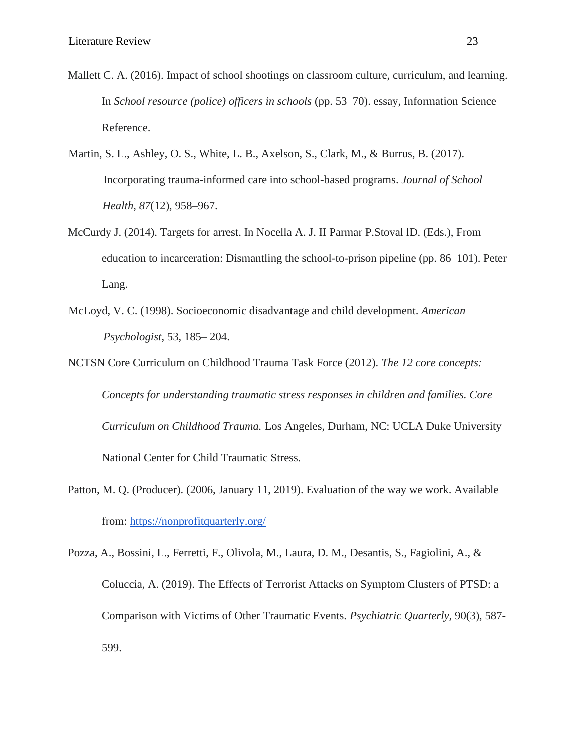Mallett C. A. (2016). Impact of school shootings on classroom culture, curriculum, and learning. In *School resource (police) officers in schools* (pp. 53–70). essay, Information Science Reference.

Martin, S. L., Ashley, O. S., White, L. B., Axelson, S., Clark, M., & Burrus, B. (2017). Incorporating trauma-informed care into school-based programs. *Journal of School Health*, *87*(12), 958–967.

McCurdy J. (2014). Targets for arrest. In Nocella A. J. II Parmar P.Stoval lD. (Eds.), From education to incarceration: Dismantling the school-to-prison pipeline (pp. 86–101). Peter Lang.

McLoyd, V. C. (1998). Socioeconomic disadvantage and child development. *American Psychologist*, 53, 185– 204.

NCTSN Core Curriculum on Childhood Trauma Task Force (2012). *The 12 core concepts: Concepts for understanding traumatic stress responses in children and families. Core Curriculum on Childhood Trauma.* Los Angeles, Durham, NC: UCLA Duke University National Center for Child Traumatic Stress.

Patton, M. Q. (Producer). (2006, January 11, 2019). Evaluation of the way we work. Available from: https://nonprofitquarterly.org/

Pozza, A., Bossini, L., Ferretti, F., Olivola, M., Laura, D. M., Desantis, S., Fagiolini, A., & Coluccia, A. (2019). The Effects of Terrorist Attacks on Symptom Clusters of PTSD: a Comparison with Victims of Other Traumatic Events. *Psychiatric Quarterly*, 90(3), 587-599.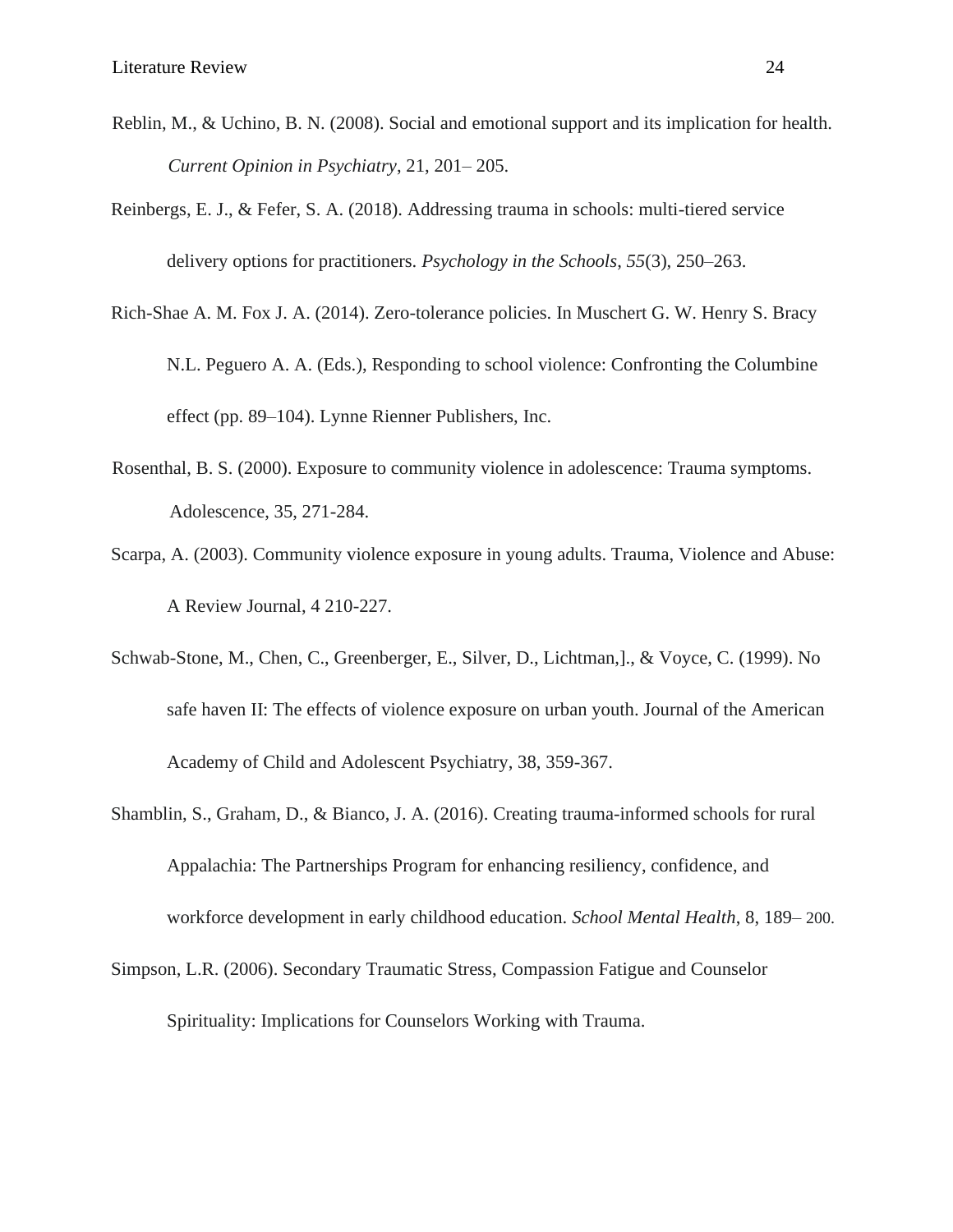Reblin, M., & Uchino, B. N. (2008). Social and emotional support and its implication for health. *Current Opinion in Psychiatry*, 21, 201– 205.

Reinbergs, E. J., & Fefer, S. A. (2018). Addressing trauma in schools: multi-tiered service delivery options for practitioners. *Psychology in the Schools*, *55*(3), 250–263.

Rich-Shae A. M. Fox J. A. (2014). Zero-tolerance policies. In Muschert G. W. Henry S. Bracy N.L. Peguero A. A. (Eds.), Responding to school violence: Confronting the Columbine effect (pp. 89–104). Lynne Rienner Publishers, Inc.

Rosenthal, B. S. (2000). Exposure to community violence in adolescence: Trauma symptoms. Adolescence, 35, 271-284.

Scarpa, A. (2003). Community violence exposure in young adults. Trauma, Violence and Abuse: A Review Journal, 4 210-227.

Schwab-Stone, M., Chen, C., Greenberger, E., Silver, D., Lichtman,]., & Voyce, C. (1999). No safe haven II: The effects of violence exposure on urban youth. Journal of the American Academy of Child and Adolescent Psychiatry, 38, 359-367.

Shamblin, S., Graham, D., & Bianco, J. A. (2016). Creating trauma-informed schools for rural Appalachia: The Partnerships Program for enhancing resiliency, confidence, and workforce development in early childhood education. *School Mental Health*, 8, 189– 200.

Simpson, L.R. (2006). Secondary Traumatic Stress, Compassion Fatigue and Counselor Spirituality: Implications for Counselors Working with Trauma.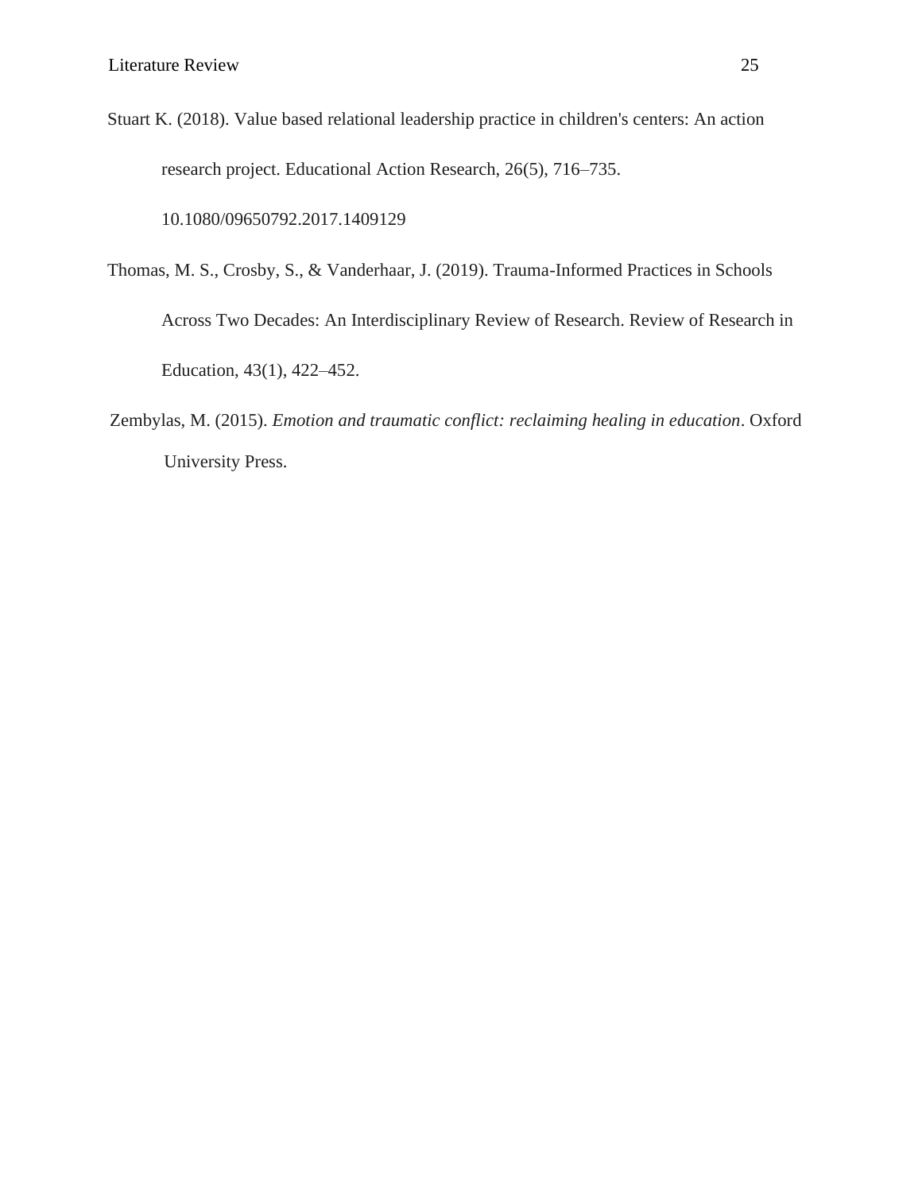Stuart K. (2018). Value based relational leadership practice in children's centers: An action research project. Educational Action Research, 26(5), 716–735. 10.1080/09650792.2017.1409129

Thomas, M. S., Crosby, S., & Vanderhaar, J. (2019). Trauma-Informed Practices in Schools Across Two Decades: An Interdisciplinary Review of Research. Review of Research in Education, 43(1), 422–452.

Zembylas, M. (2015). *Emotion and traumatic conflict: reclaiming healing in education*. Oxford University Press.